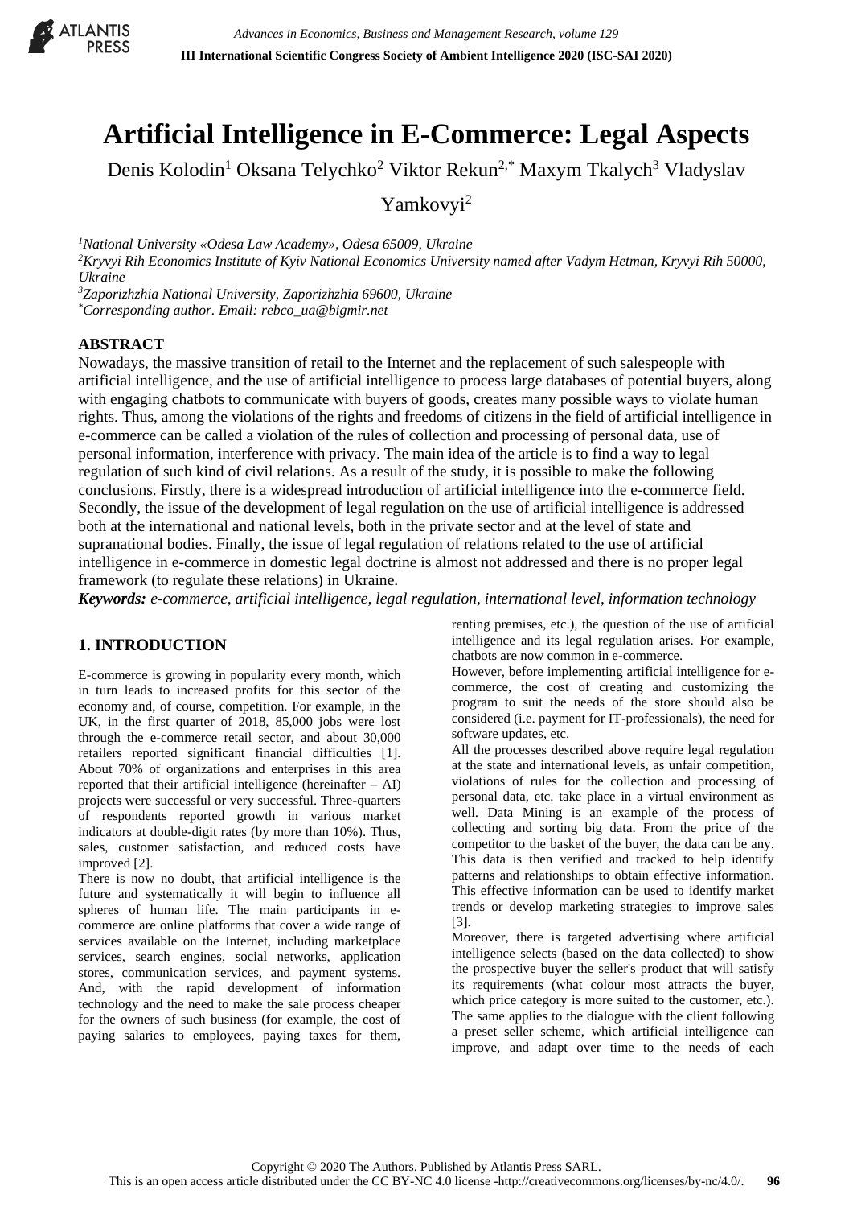# Artificial Intelligence in E-Commerce: Legal Aspects

Denis Kolodin[1] Oksana Telychko[2] Viktor Rekun[2,*] Maxym Tkalych[3] Vladyslav Yamkovyi[2]

[1]*National University «Odesa Law Academy», Odesa 65009, Ukraine*
[2]*Kryvyi Rih Economics Institute of Kyiv National Economics University named after Vadym Hetman, Kryvyi Rih 50000, Ukraine*
[3]*Zaporizhzhia National University, Zaporizhzhia 69600, Ukraine*
[*]*Corresponding author. Email: rebco_ua@bigmir.net*

## ABSTRACT

Nowadays, the massive transition of retail to the Internet and the replacement of such salespeople with artificial intelligence, and the use of artificial intelligence to process large databases of potential buyers, along with engaging chatbots to communicate with buyers of goods, creates many possible ways to violate human rights. Thus, among the violations of the rights and freedoms of citizens in the field of artificial intelligence in e-commerce can be called a violation of the rules of collection and processing of personal data, use of personal information, interference with privacy. The main idea of the article is to find a way to legal regulation of such kind of civil relations. As a result of the study, it is possible to make the following conclusions. Firstly, there is a widespread introduction of artificial intelligence into the e-commerce field. Secondly, the issue of the development of legal regulation on the use of artificial intelligence is addressed both at the international and national levels, both in the private sector and at the level of state and supranational bodies. Finally, the issue of legal regulation of relations related to the use of artificial intelligence in e-commerce in domestic legal doctrine is almost not addressed and there is no proper legal framework (to regulate these relations) in Ukraine.

***Keywords:*** *e-commerce, artificial intelligence, legal regulation, international level, information technology*

## 1. INTRODUCTION

E-commerce is growing in popularity every month, which in turn leads to increased profits for this sector of the economy and, of course, competition. For example, in the UK, in the first quarter of 2018, 85,000 jobs were lost through the e-commerce retail sector, and about 30,000 retailers reported significant financial difficulties [1]. About 70% of organizations and enterprises in this area reported that their artificial intelligence (hereinafter – AI) projects were successful or very successful. Three-quarters of respondents reported growth in various market indicators at double-digit rates (by more than 10%). Thus, sales, customer satisfaction, and reduced costs have improved [2].

There is now no doubt, that artificial intelligence is the future and systematically it will begin to influence all spheres of human life. The main participants in e-commerce are online platforms that cover a wide range of services available on the Internet, including marketplace services, search engines, social networks, application stores, communication services, and payment systems. And, with the rapid development of information technology and the need to make the sale process cheaper for the owners of such business (for example, the cost of paying salaries to employees, paying taxes for them, renting premises, etc.), the question of the use of artificial intelligence and its legal regulation arises. For example, chatbots are now common in e-commerce.

However, before implementing artificial intelligence for e-commerce, the cost of creating and customizing the program to suit the needs of the store should also be considered (i.e. payment for IT-professionals), the need for software updates, etc.

All the processes described above require legal regulation at the state and international levels, as unfair competition, violations of rules for the collection and processing of personal data, etc. take place in a virtual environment as well. Data Mining is an example of the process of collecting and sorting big data. From the price of the competitor to the basket of the buyer, the data can be any. This data is then verified and tracked to help identify patterns and relationships to obtain effective information. This effective information can be used to identify market trends or develop marketing strategies to improve sales [3].

Moreover, there is targeted advertising where artificial intelligence selects (based on the data collected) to show the prospective buyer the seller's product that will satisfy its requirements (what colour most attracts the buyer, which price category is more suited to the customer, etc.). The same applies to the dialogue with the client following a preset seller scheme, which artificial intelligence can improve, and adapt over time to the needs of each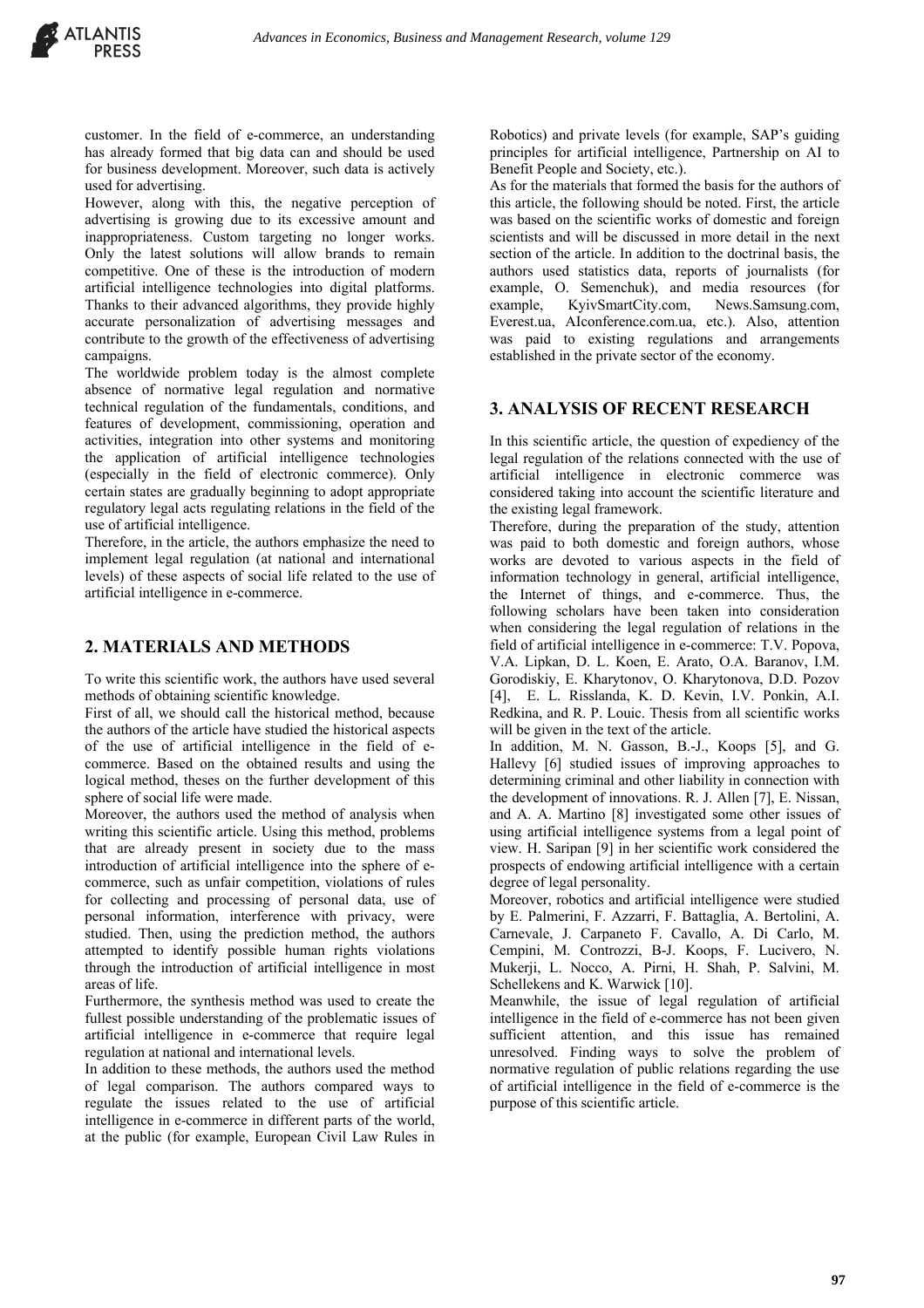customer. In the field of e-commerce, an understanding has already formed that big data can and should be used for business development. Moreover, such data is actively used for advertising.

However, along with this, the negative perception of advertising is growing due to its excessive amount and inappropriateness. Custom targeting no longer works. Only the latest solutions will allow brands to remain competitive. One of these is the introduction of modern artificial intelligence technologies into digital platforms. Thanks to their advanced algorithms, they provide highly accurate personalization of advertising messages and contribute to the growth of the effectiveness of advertising campaigns.

The worldwide problem today is the almost complete absence of normative legal regulation and normative technical regulation of the fundamentals, conditions, and features of development, commissioning, operation and activities, integration into other systems and monitoring the application of artificial intelligence technologies (especially in the field of electronic commerce). Only certain states are gradually beginning to adopt appropriate regulatory legal acts regulating relations in the field of the use of artificial intelligence.

Therefore, in the article, the authors emphasize the need to implement legal regulation (at national and international levels) of these aspects of social life related to the use of artificial intelligence in e-commerce.

## 2. MATERIALS AND METHODS

To write this scientific work, the authors have used several methods of obtaining scientific knowledge.

First of all, we should call the historical method, because the authors of the article have studied the historical aspects of the use of artificial intelligence in the field of e-commerce. Based on the obtained results and using the logical method, theses on the further development of this sphere of social life were made.

Moreover, the authors used the method of analysis when writing this scientific article. Using this method, problems that are already present in society due to the mass introduction of artificial intelligence into the sphere of e-commerce, such as unfair competition, violations of rules for collecting and processing of personal data, use of personal information, interference with privacy, were studied. Then, using the prediction method, the authors attempted to identify possible human rights violations through the introduction of artificial intelligence in most areas of life.

Furthermore, the synthesis method was used to create the fullest possible understanding of the problematic issues of artificial intelligence in e-commerce that require legal regulation at national and international levels.

In addition to these methods, the authors used the method of legal comparison. The authors compared ways to regulate the issues related to the use of artificial intelligence in e-commerce in different parts of the world, at the public (for example, European Civil Law Rules in Robotics) and private levels (for example, SAP's guiding principles for artificial intelligence, Partnership on AI to Benefit People and Society, etc.).

As for the materials that formed the basis for the authors of this article, the following should be noted. First, the article was based on the scientific works of domestic and foreign scientists and will be discussed in more detail in the next section of the article. In addition to the doctrinal basis, the authors used statistics data, reports of journalists (for example, O. Semenchuk), and media resources (for example, KyivSmartCity.com, News.Samsung.com, Everest.ua, AIconference.com.ua, etc.). Also, attention was paid to existing regulations and arrangements established in the private sector of the economy.

## 3. ANALYSIS OF RECENT RESEARCH

In this scientific article, the question of expediency of the legal regulation of the relations connected with the use of artificial intelligence in electronic commerce was considered taking into account the scientific literature and the existing legal framework.

Therefore, during the preparation of the study, attention was paid to both domestic and foreign authors, whose works are devoted to various aspects in the field of information technology in general, artificial intelligence, the Internet of things, and e-commerce. Thus, the following scholars have been taken into consideration when considering the legal regulation of relations in the field of artificial intelligence in e-commerce: T.V. Popova, V.A. Lipkan, D. L. Koen, E. Arato, O.A. Baranov, I.M. Gorodiskiy, E. Kharytonov, O. Kharytonova, D.D. Pozov [4], E. L. Risslanda, K. D. Kevin, I.V. Ponkin, A.I. Redkina, and R. P. Louic. Thesis from all scientific works will be given in the text of the article.

In addition, M. N. Gasson, B.-J., Koops [5], and G. Hallevy [6] studied issues of improving approaches to determining criminal and other liability in connection with the development of innovations. R. J. Allen [7], E. Nissan, and A. A. Martino [8] investigated some other issues of using artificial intelligence systems from a legal point of view. H. Saripan [9] in her scientific work considered the prospects of endowing artificial intelligence with a certain degree of legal personality.

Moreover, robotics and artificial intelligence were studied by E. Palmerini, F. Azzarri, F. Battaglia, A. Bertolini, A. Carnevale, J. Carpaneto F. Cavallo, A. Di Carlo, M. Cempini, M. Controzzi, B-J. Koops, F. Lucivero, N. Mukerji, L. Nocco, A. Pirni, H. Shah, P. Salvini, M. Schellekens and K. Warwick [10].

Meanwhile, the issue of legal regulation of artificial intelligence in the field of e-commerce has not been given sufficient attention, and this issue has remained unresolved. Finding ways to solve the problem of normative regulation of public relations regarding the use of artificial intelligence in the field of e-commerce is the purpose of this scientific article.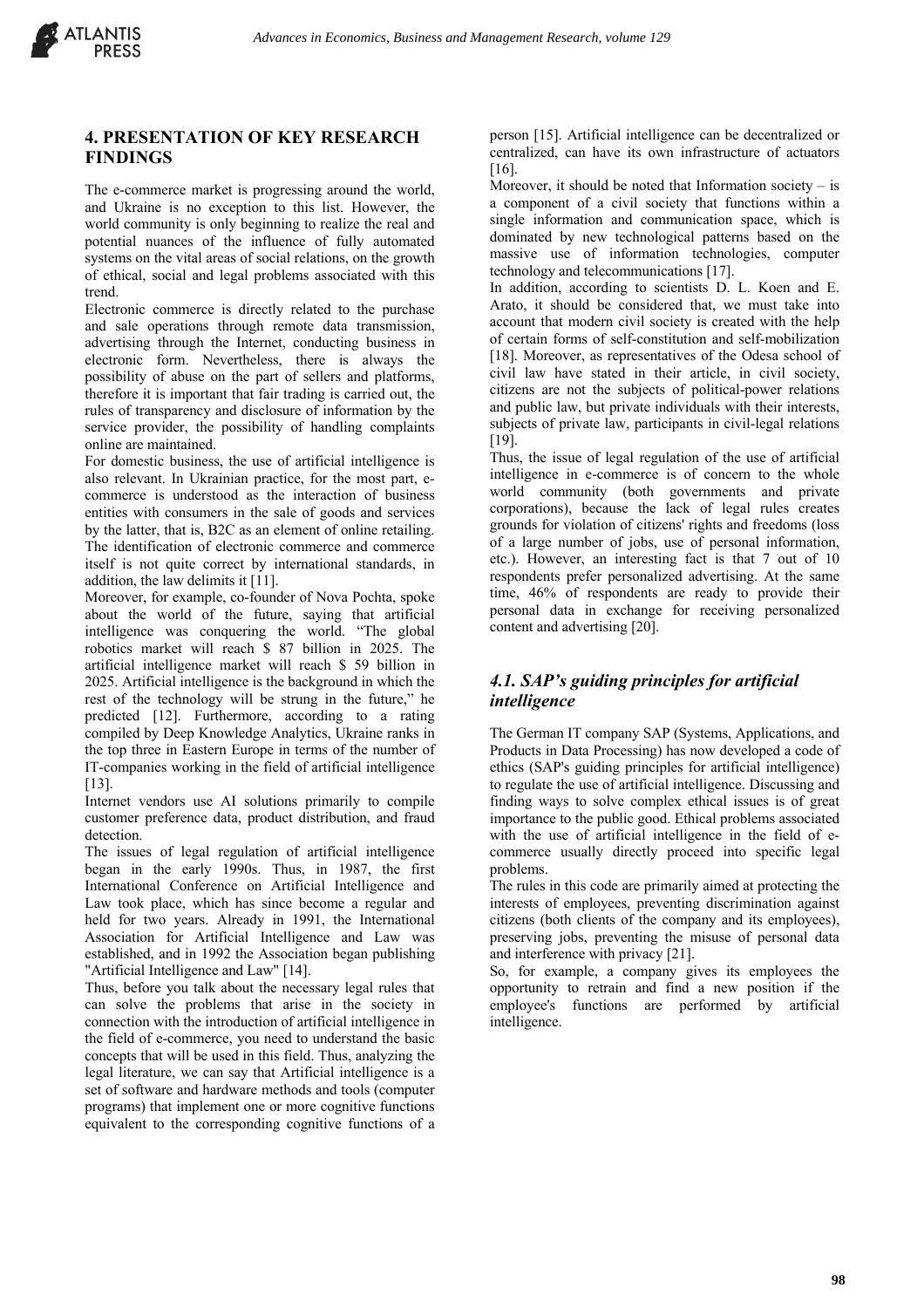## 4. PRESENTATION OF KEY RESEARCH FINDINGS

The e-commerce market is progressing around the world, and Ukraine is no exception to this list. However, the world community is only beginning to realize the real and potential nuances of the influence of fully automated systems on the vital areas of social relations, on the growth of ethical, social and legal problems associated with this trend.

Electronic commerce is directly related to the purchase and sale operations through remote data transmission, advertising through the Internet, conducting business in electronic form. Nevertheless, there is always the possibility of abuse on the part of sellers and platforms, therefore it is important that fair trading is carried out, the rules of transparency and disclosure of information by the service provider, the possibility of handling complaints online are maintained.

For domestic business, the use of artificial intelligence is also relevant. In Ukrainian practice, for the most part, e-commerce is understood as the interaction of business entities with consumers in the sale of goods and services by the latter, that is, B2C as an element of online retailing. The identification of electronic commerce and commerce itself is not quite correct by international standards, in addition, the law delimits it [11].

Moreover, for example, co-founder of Nova Pochta, spoke about the world of the future, saying that artificial intelligence was conquering the world. "The global robotics market will reach $ 87 billion in 2025. The artificial intelligence market will reach $ 59 billion in 2025. Artificial intelligence is the background in which the rest of the technology will be strung in the future," he predicted [12]. Furthermore, according to a rating compiled by Deep Knowledge Analytics, Ukraine ranks in the top three in Eastern Europe in terms of the number of IT-companies working in the field of artificial intelligence [13].

Internet vendors use AI solutions primarily to compile customer preference data, product distribution, and fraud detection.

The issues of legal regulation of artificial intelligence began in the early 1990s. Thus, in 1987, the first International Conference on Artificial Intelligence and Law took place, which has since become a regular and held for two years. Already in 1991, the International Association for Artificial Intelligence and Law was established, and in 1992 the Association began publishing "Artificial Intelligence and Law" [14].

Thus, before you talk about the necessary legal rules that can solve the problems that arise in the society in connection with the introduction of artificial intelligence in the field of e-commerce, you need to understand the basic concepts that will be used in this field. Thus, analyzing the legal literature, we can say that Artificial intelligence is a set of software and hardware methods and tools (computer programs) that implement one or more cognitive functions equivalent to the corresponding cognitive functions of a person [15]. Artificial intelligence can be decentralized or centralized, can have its own infrastructure of actuators [16].

Moreover, it should be noted that Information society – is a component of a civil society that functions within a single information and communication space, which is dominated by new technological patterns based on the massive use of information technologies, computer technology and telecommunications [17].

In addition, according to scientists D. L. Koen and E. Arato, it should be considered that, we must take into account that modern civil society is created with the help of certain forms of self-constitution and self-mobilization [18]. Moreover, as representatives of the Odesa school of civil law have stated in their article, in civil society, citizens are not the subjects of political-power relations and public law, but private individuals with their interests, subjects of private law, participants in civil-legal relations [19].

Thus, the issue of legal regulation of the use of artificial intelligence in e-commerce is of concern to the whole world community (both governments and private corporations), because the lack of legal rules creates grounds for violation of citizens' rights and freedoms (loss of a large number of jobs, use of personal information, etc.). However, an interesting fact is that 7 out of 10 respondents prefer personalized advertising. At the same time, 46% of respondents are ready to provide their personal data in exchange for receiving personalized content and advertising [20].

### *4.1. SAP's guiding principles for artificial intelligence*

The German IT company SAP (Systems, Applications, and Products in Data Processing) has now developed a code of ethics (SAP's guiding principles for artificial intelligence) to regulate the use of artificial intelligence. Discussing and finding ways to solve complex ethical issues is of great importance to the public good. Ethical problems associated with the use of artificial intelligence in the field of e-commerce usually directly proceed into specific legal problems.

The rules in this code are primarily aimed at protecting the interests of employees, preventing discrimination against citizens (both clients of the company and its employees), preserving jobs, preventing the misuse of personal data and interference with privacy [21].

So, for example, a company gives its employees the opportunity to retrain and find a new position if the employee's functions are performed by artificial intelligence.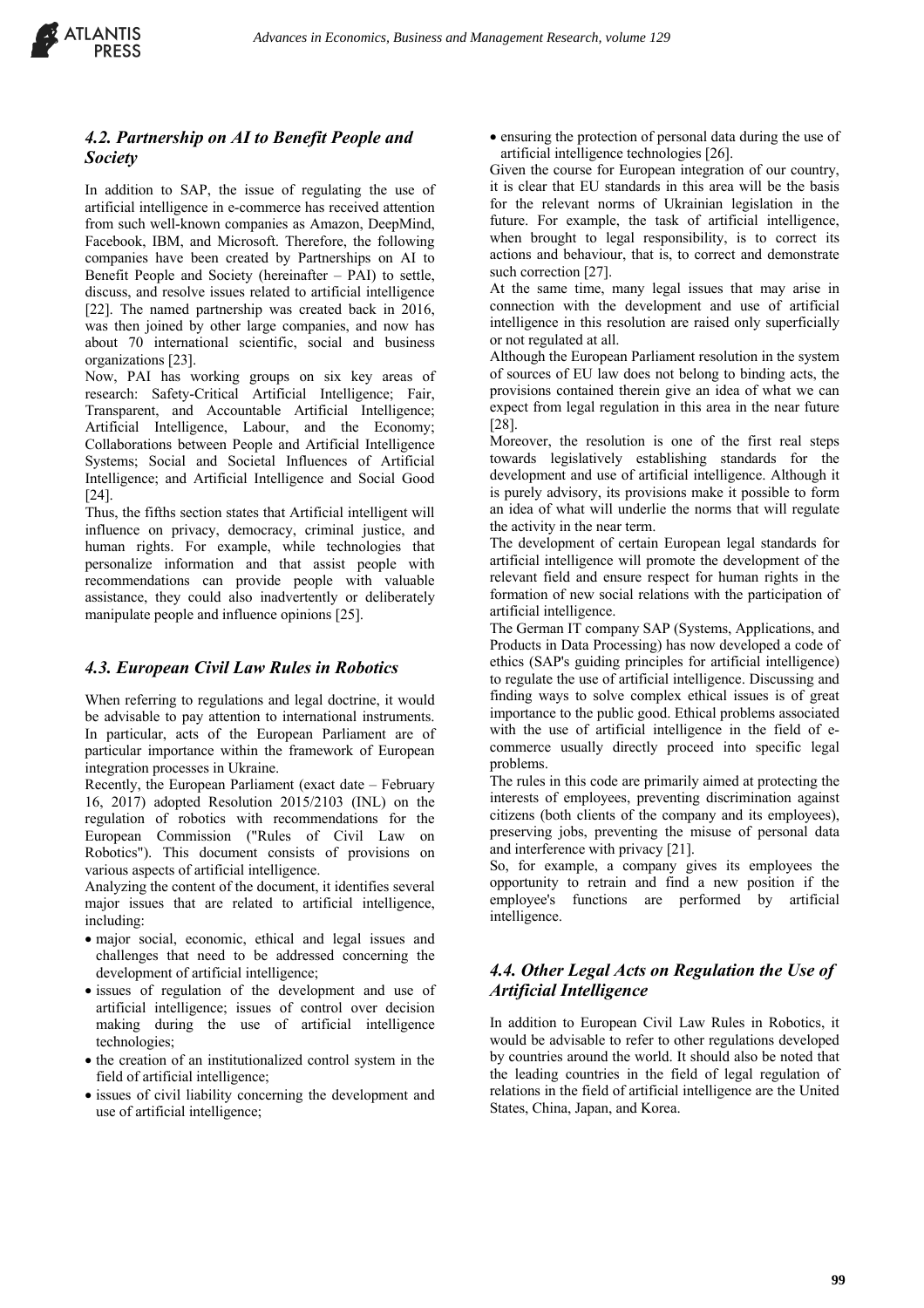### *4.2. Partnership on AI to Benefit People and Society*

In addition to SAP, the issue of regulating the use of artificial intelligence in e-commerce has received attention from such well-known companies as Amazon, DeepMind, Facebook, IBM, and Microsoft. Therefore, the following companies have been created by Partnerships on AI to Benefit People and Society (hereinafter – PAI) to settle, discuss, and resolve issues related to artificial intelligence [22]. The named partnership was created back in 2016, was then joined by other large companies, and now has about 70 international scientific, social and business organizations [23].

Now, PAI has working groups on six key areas of research: Safety-Critical Artificial Intelligence; Fair, Transparent, and Accountable Artificial Intelligence; Artificial Intelligence, Labour, and the Economy; Collaborations between People and Artificial Intelligence Systems; Social and Societal Influences of Artificial Intelligence; and Artificial Intelligence and Social Good [24].

Thus, the fifths section states that Artificial intelligent will influence on privacy, democracy, criminal justice, and human rights. For example, while technologies that personalize information and that assist people with recommendations can provide people with valuable assistance, they could also inadvertently or deliberately manipulate people and influence opinions [25].

### *4.3. European Civil Law Rules in Robotics*

When referring to regulations and legal doctrine, it would be advisable to pay attention to international instruments. In particular, acts of the European Parliament are of particular importance within the framework of European integration processes in Ukraine.

Recently, the European Parliament (exact date – February 16, 2017) adopted Resolution 2015/2103 (INL) on the regulation of robotics with recommendations for the European Commission ("Rules of Civil Law on Robotics"). This document consists of provisions on various aspects of artificial intelligence.

Analyzing the content of the document, it identifies several major issues that are related to artificial intelligence, including:

- major social, economic, ethical and legal issues and challenges that need to be addressed concerning the development of artificial intelligence;
- issues of regulation of the development and use of artificial intelligence; issues of control over decision making during the use of artificial intelligence technologies;
- the creation of an institutionalized control system in the field of artificial intelligence;
- issues of civil liability concerning the development and use of artificial intelligence;
- ensuring the protection of personal data during the use of artificial intelligence technologies [26].

Given the course for European integration of our country, it is clear that EU standards in this area will be the basis for the relevant norms of Ukrainian legislation in the future. For example, the task of artificial intelligence, when brought to legal responsibility, is to correct its actions and behaviour, that is, to correct and demonstrate such correction [27].

At the same time, many legal issues that may arise in connection with the development and use of artificial intelligence in this resolution are raised only superficially or not regulated at all.

Although the European Parliament resolution in the system of sources of EU law does not belong to binding acts, the provisions contained therein give an idea of what we can expect from legal regulation in this area in the near future [28].

Moreover, the resolution is one of the first real steps towards legislatively establishing standards for the development and use of artificial intelligence. Although it is purely advisory, its provisions make it possible to form an idea of what will underlie the norms that will regulate the activity in the near term.

The development of certain European legal standards for artificial intelligence will promote the development of the relevant field and ensure respect for human rights in the formation of new social relations with the participation of artificial intelligence.

The German IT company SAP (Systems, Applications, and Products in Data Processing) has now developed a code of ethics (SAP's guiding principles for artificial intelligence) to regulate the use of artificial intelligence. Discussing and finding ways to solve complex ethical issues is of great importance to the public good. Ethical problems associated with the use of artificial intelligence in the field of e-commerce usually directly proceed into specific legal problems.

The rules in this code are primarily aimed at protecting the interests of employees, preventing discrimination against citizens (both clients of the company and its employees), preserving jobs, preventing the misuse of personal data and interference with privacy [21].

So, for example, a company gives its employees the opportunity to retrain and find a new position if the employee's functions are performed by artificial intelligence.

### *4.4. Other Legal Acts on Regulation the Use of Artificial Intelligence*

In addition to European Civil Law Rules in Robotics, it would be advisable to refer to other regulations developed by countries around the world. It should also be noted that the leading countries in the field of legal regulation of relations in the field of artificial intelligence are the United States, China, Japan, and Korea.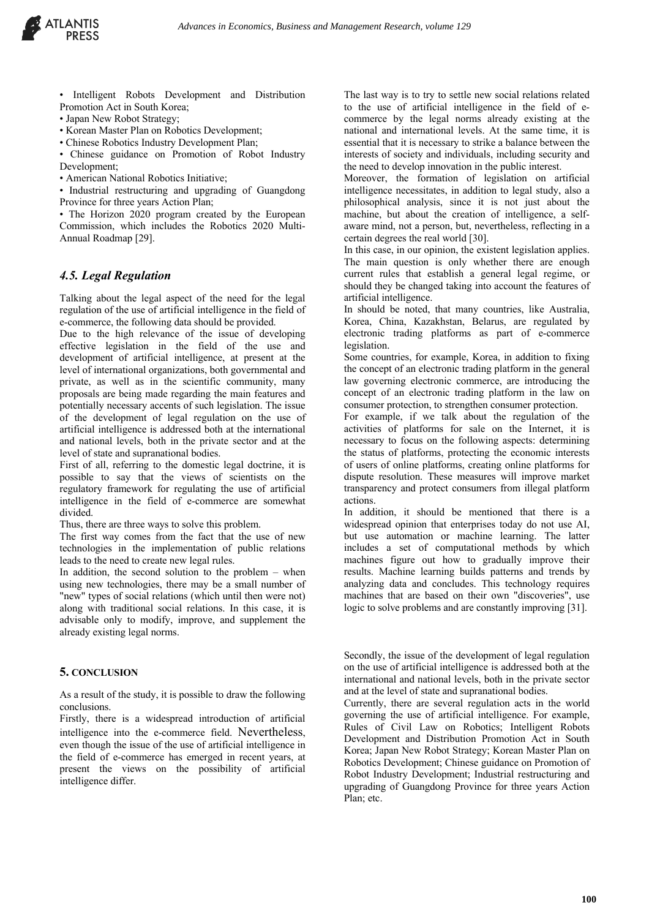• Intelligent Robots Development and Distribution Promotion Act in South Korea;
• Japan New Robot Strategy;
• Korean Master Plan on Robotics Development;
• Chinese Robotics Industry Development Plan;
• Chinese guidance on Promotion of Robot Industry Development;
• American National Robotics Initiative;
• Industrial restructuring and upgrading of Guangdong Province for three years Action Plan;
• The Horizon 2020 program created by the European Commission, which includes the Robotics 2020 Multi-Annual Roadmap [29].

### *4.5. Legal Regulation*

Talking about the legal aspect of the need for the legal regulation of the use of artificial intelligence in the field of e-commerce, the following data should be provided.

Due to the high relevance of the issue of developing effective legislation in the field of the use and development of artificial intelligence, at present at the level of international organizations, both governmental and private, as well as in the scientific community, many proposals are being made regarding the main features and potentially necessary accents of such legislation. The issue of the development of legal regulation on the use of artificial intelligence is addressed both at the international and national levels, both in the private sector and at the level of state and supranational bodies.

First of all, referring to the domestic legal doctrine, it is possible to say that the views of scientists on the regulatory framework for regulating the use of artificial intelligence in the field of e-commerce are somewhat divided.

Thus, there are three ways to solve this problem.

The first way comes from the fact that the use of new technologies in the implementation of public relations leads to the need to create new legal rules.

In addition, the second solution to the problem – when using new technologies, there may be a small number of "new" types of social relations (which until then were not) along with traditional social relations. In this case, it is advisable only to modify, improve, and supplement the already existing legal norms.

The last way is to try to settle new social relations related to the use of artificial intelligence in the field of e-commerce by the legal norms already existing at the national and international levels. At the same time, it is essential that it is necessary to strike a balance between the interests of society and individuals, including security and the need to develop innovation in the public interest.

Moreover, the formation of legislation on artificial intelligence necessitates, in addition to legal study, also a philosophical analysis, since it is not just about the machine, but about the creation of intelligence, a self-aware mind, not a person, but, nevertheless, reflecting in a certain degrees the real world [30].

In this case, in our opinion, the existent legislation applies. The main question is only whether there are enough current rules that establish a general legal regime, or should they be changed taking into account the features of artificial intelligence.

In should be noted, that many countries, like Australia, Korea, China, Kazakhstan, Belarus, are regulated by electronic trading platforms as part of e-commerce legislation.

Some countries, for example, Korea, in addition to fixing the concept of an electronic trading platform in the general law governing electronic commerce, are introducing the concept of an electronic trading platform in the law on consumer protection, to strengthen consumer protection.

For example, if we talk about the regulation of the activities of platforms for sale on the Internet, it is necessary to focus on the following aspects: determining the status of platforms, protecting the economic interests of users of online platforms, creating online platforms for dispute resolution. These measures will improve market transparency and protect consumers from illegal platform actions.

In addition, it should be mentioned that there is a widespread opinion that enterprises today do not use AI, but use automation or machine learning. The latter includes a set of computational methods by which machines figure out how to gradually improve their results. Machine learning builds patterns and trends by analyzing data and concludes. This technology requires machines that are based on their own "discoveries", use logic to solve problems and are constantly improving [31].

## 5. CONCLUSION

As a result of the study, it is possible to draw the following conclusions.

Firstly, there is a widespread introduction of artificial intelligence into the e-commerce field. Nevertheless, even though the issue of the use of artificial intelligence in the field of e-commerce has emerged in recent years, at present the views on the possibility of artificial intelligence differ.

Secondly, the issue of the development of legal regulation on the use of artificial intelligence is addressed both at the international and national levels, both in the private sector and at the level of state and supranational bodies.

Currently, there are several regulation acts in the world governing the use of artificial intelligence. For example, Rules of Civil Law on Robotics; Intelligent Robots Development and Distribution Promotion Act in South Korea; Japan New Robot Strategy; Korean Master Plan on Robotics Development; Chinese guidance on Promotion of Robot Industry Development; Industrial restructuring and upgrading of Guangdong Province for three years Action Plan; etc.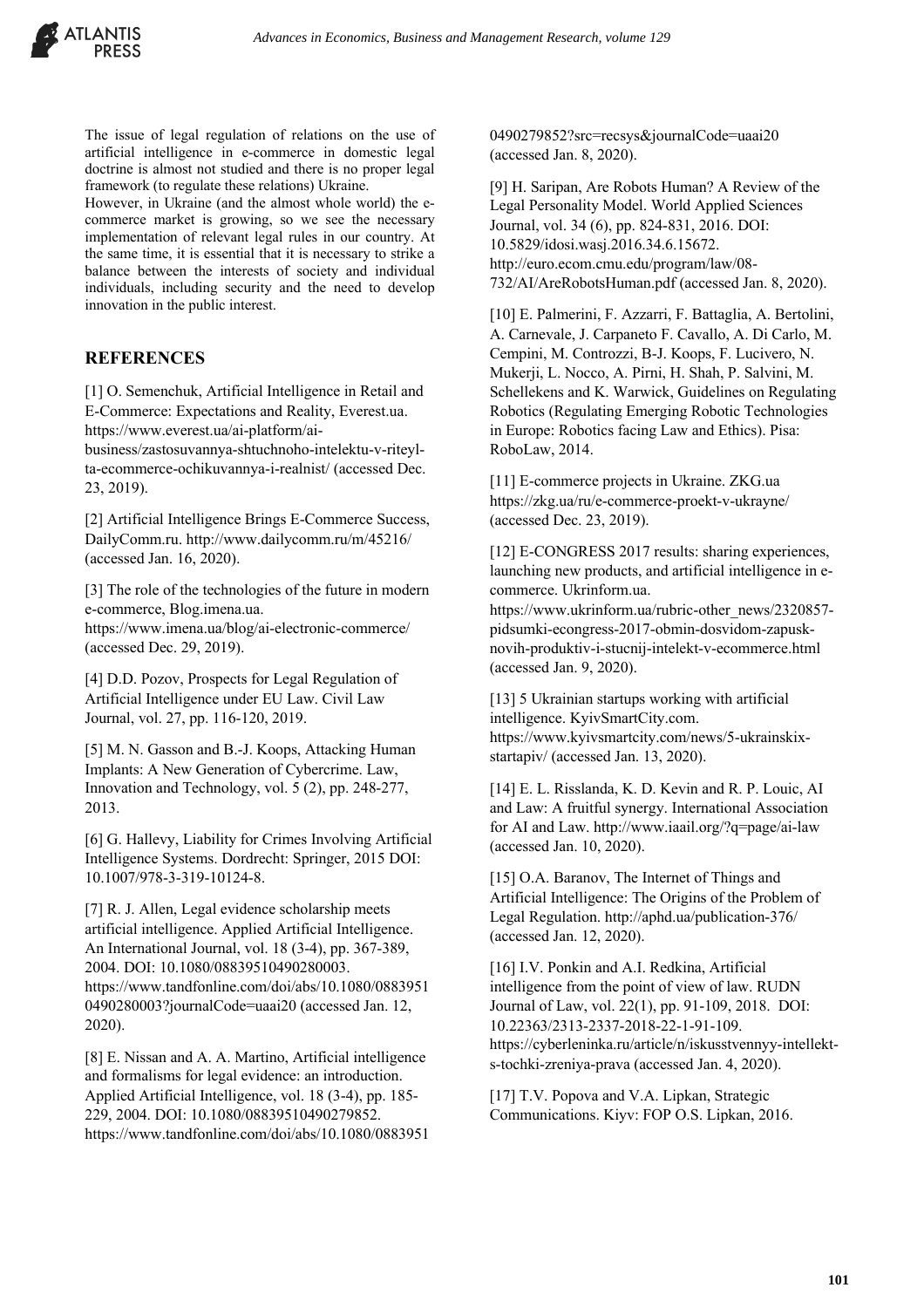The issue of legal regulation of relations on the use of artificial intelligence in e-commerce in domestic legal doctrine is almost not studied and there is no proper legal framework (to regulate these relations) Ukraine.

However, in Ukraine (and the almost whole world) the e-commerce market is growing, so we see the necessary implementation of relevant legal rules in our country. At the same time, it is essential that it is necessary to strike a balance between the interests of society and individual individuals, including security and the need to develop innovation in the public interest.

## REFERENCES

[1] O. Semenchuk, Artificial Intelligence in Retail and E-Commerce: Expectations and Reality, Everest.ua. https://www.everest.ua/ai-platform/ai-business/zastosuvannya-shtuchnoho-intelektu-v-riteylta-ecommerce-ochikuvannya-i-realnist/ (accessed Dec. 23, 2019).

[2] Artificial Intelligence Brings E-Commerce Success, DailyComm.ru. http://www.dailycomm.ru/m/45216/ (accessed Jan. 16, 2020).

[3] The role of the technologies of the future in modern e-commerce, Blog.imena.ua. https://www.imena.ua/blog/ai-electronic-commerce/ (accessed Dec. 29, 2019).

[4] D.D. Pozov, Prospects for Legal Regulation of Artificial Intelligence under EU Law. Civil Law Journal, vol. 27, pp. 116-120, 2019.

[5] M. N. Gasson and B.-J. Koops, Attacking Human Implants: A New Generation of Cybercrime. Law, Innovation and Technology, vol. 5 (2), pp. 248-277, 2013.

[6] G. Hallevy, Liability for Crimes Involving Artificial Intelligence Systems. Dordrecht: Springer, 2015 DOI: 10.1007/978-3-319-10124-8.

[7] R. J. Allen, Legal evidence scholarship meets artificial intelligence. Applied Artificial Intelligence. An International Journal, vol. 18 (3-4), pp. 367-389, 2004. DOI: 10.1080/08839510490280003. https://www.tandfonline.com/doi/abs/10.1080/08839510490280003?journalCode=uaai20 (accessed Jan. 12, 2020).

[8] E. Nissan and A. A. Martino, Artificial intelligence and formalisms for legal evidence: an introduction. Applied Artificial Intelligence, vol. 18 (3-4), pp. 185-229, 2004. DOI: 10.1080/08839510490279852. https://www.tandfonline.com/doi/abs/10.1080/08839510490279852?src=recsys&journalCode=uaai20 (accessed Jan. 8, 2020).

[9] H. Saripan, Are Robots Human? A Review of the Legal Personality Model. World Applied Sciences Journal, vol. 34 (6), pp. 824-831, 2016. DOI: 10.5829/idosi.wasj.2016.34.6.15672. http://euro.ecom.cmu.edu/program/law/08-732/AI/AreRobotsHuman.pdf (accessed Jan. 8, 2020).

[10] E. Palmerini, F. Azzarri, F. Battaglia, A. Bertolini, A. Carnevale, J. Carpaneto F. Cavallo, A. Di Carlo, M. Cempini, M. Controzzi, B-J. Koops, F. Lucivero, N. Mukerji, L. Nocco, A. Pirni, H. Shah, P. Salvini, M. Schellekens and K. Warwick, Guidelines on Regulating Robotics (Regulating Emerging Robotic Technologies in Europe: Robotics facing Law and Ethics). Pisa: RoboLaw, 2014.

[11] E-commerce projects in Ukraine. ZKG.ua https://zkg.ua/ru/e-commerce-proekt-v-ukrayne/ (accessed Dec. 23, 2019).

[12] E-CONGRESS 2017 results: sharing experiences, launching new products, and artificial intelligence in e-commerce. Ukrinform.ua. https://www.ukrinform.ua/rubric-other_news/2320857-pidsumki-econgress-2017-obmin-dosvidom-zapusk-novih-produktiv-i-stucnij-intelekt-v-ecommerce.html (accessed Jan. 9, 2020).

[13] 5 Ukrainian startups working with artificial intelligence. KyivSmartCity.com. https://www.kyivsmartcity.com/news/5-ukrainskix-startapiv/ (accessed Jan. 13, 2020).

[14] E. L. Risslanda, K. D. Kevin and R. P. Louic, AI and Law: A fruitful synergy. International Association for AI and Law. http://www.iaail.org/?q=page/ai-law (accessed Jan. 10, 2020).

[15] O.A. Baranov, The Internet of Things and Artificial Intelligence: The Origins of the Problem of Legal Regulation. http://aphd.ua/publication-376/ (accessed Jan. 12, 2020).

[16] I.V. Ponkin and A.I. Redkina, Artificial intelligence from the point of view of law. RUDN Journal of Law, vol. 22(1), pp. 91-109, 2018. DOI: 10.22363/2313-2337-2018-22-1-91-109. https://cyberleninka.ru/article/n/iskusstvennyy-intellekt-s-tochki-zreniya-prava (accessed Jan. 4, 2020).

[17] T.V. Popova and V.A. Lipkan, Strategic Communications. Kiyv: FOP O.S. Lipkan, 2016.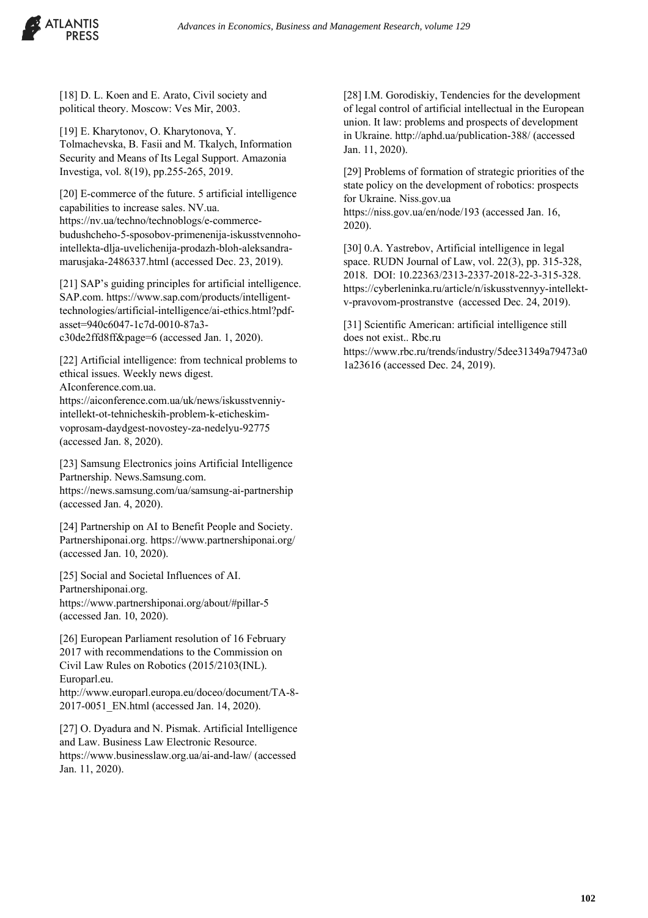[18] D. L. Koen and E. Arato, Civil society and political theory. Moscow: Ves Mir, 2003.

[19] E. Kharytonov, O. Kharytonova, Y. Tolmachevska, B. Fasii and M. Tkalych, Information Security and Means of Its Legal Support. Amazonia Investiga, vol. 8(19), pp.255-265, 2019.

[20] E-commerce of the future. 5 artificial intelligence capabilities to increase sales. NV.ua. https://nv.ua/techno/technoblogs/e-commerce-budushcheho-5-sposobov-primenenija-iskusstvennoho-intellekta-dlja-uvelichenija-prodazh-bloh-aleksandra-marusjaka-2486337.html (accessed Dec. 23, 2019).

[21] SAP's guiding principles for artificial intelligence. SAP.com. https://www.sap.com/products/intelligent-technologies/artificial-intelligence/ai-ethics.html?pdf-asset=940c6047-1c7d-0010-87a3-c30de2ffd8ff&page=6 (accessed Jan. 1, 2020).

[22] Artificial intelligence: from technical problems to ethical issues. Weekly news digest. AIconference.com.ua. https://aiconference.com.ua/uk/news/iskusstvenniy-intellekt-ot-tehnicheskih-problem-k-eticheskim-voprosam-daydgest-novostey-za-nedelyu-92775 (accessed Jan. 8, 2020).

[23] Samsung Electronics joins Artificial Intelligence Partnership. News.Samsung.com. https://news.samsung.com/ua/samsung-ai-partnership (accessed Jan. 4, 2020).

[24] Partnership on AI to Benefit People and Society. Partnershiponai.org. https://www.partnershiponai.org/ (accessed Jan. 10, 2020).

[25] Social and Societal Influences of AI. Partnershiponai.org. https://www.partnershiponai.org/about/#pillar-5 (accessed Jan. 10, 2020).

[26] European Parliament resolution of 16 February 2017 with recommendations to the Commission on Civil Law Rules on Robotics (2015/2103(INL). Europarl.eu. http://www.europarl.europa.eu/doceo/document/TA-8-2017-0051_EN.html (accessed Jan. 14, 2020).

[27] O. Dyadura and N. Pismak. Artificial Intelligence and Law. Business Law Electronic Resource. https://www.businesslaw.org.ua/ai-and-law/ (accessed Jan. 11, 2020).

[28] I.M. Gorodiskiy, Tendencies for the development of legal control of artificial intellectual in the European union. It law: problems and prospects of development in Ukraine. http://aphd.ua/publication-388/ (accessed Jan. 11, 2020).

[29] Problems of formation of strategic priorities of the state policy on the development of robotics: prospects for Ukraine. Niss.gov.ua https://niss.gov.ua/en/node/193 (accessed Jan. 16, 2020).

[30] 0.A. Yastrebov, Artificial intelligence in legal space. RUDN Journal of Law, vol. 22(3), pp. 315-328, 2018. DOI: 10.22363/2313-2337-2018-22-3-315-328. https://cyberleninka.ru/article/n/iskusstvennyy-intellekt-v-pravovom-prostranstve (accessed Dec. 24, 2019).

[31] Scientific American: artificial intelligence still does not exist.. Rbc.ru https://www.rbc.ru/trends/industry/5dee31349a79473a01a23616 (accessed Dec. 24, 2019).